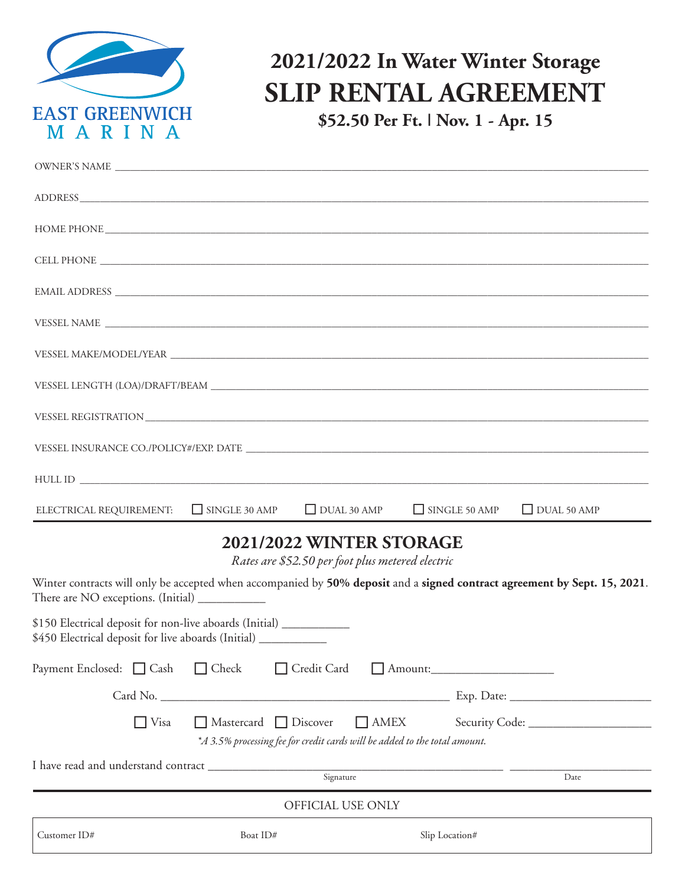EAST GREENWICH
MARINA

# 2021/2022 In Water Winter Storage
# SLIP RENTAL AGREEMENT
## $52.50 Per Ft. | Nov. 1 - Apr. 15

OWNER'S NAME ______________________________________________

ADDRESS ______________________________________________

HOME PHONE ______________________________________________

CELL PHONE ______________________________________________

EMAIL ADDRESS ______________________________________________

VESSEL NAME ______________________________________________

VESSEL MAKE/MODEL/YEAR ______________________________________________

VESSEL LENGTH (LOA)/DRAFT/BEAM ______________________________________________

VESSEL REGISTRATION ______________________________________________

VESSEL INSURANCE CO./POLICY#/EXP. DATE ______________________________________________

HULL ID ______________________________________________

ELECTRICAL REQUIREMENT: ☐ SINGLE 30 AMP ☐ DUAL 30 AMP ☐ SINGLE 50 AMP ☐ DUAL 50 AMP

## 2021/2022 WINTER STORAGE

*Rates are $52.50 per foot plus metered electric*

Winter contracts will only be accepted when accompanied by **50% deposit** and a **signed contract agreement by Sept. 15, 2021**. There are NO exceptions. (Initial) ___________

$150 Electrical deposit for non-live aboards (Initial) ___________
$450 Electrical deposit for live aboards (Initial) ___________

Payment Enclosed: ☐ Cash ☐ Check ☐ Credit Card ☐ Amount: ___________________

Card No. ______________________________________ Exp. Date: ______________________

☐ Visa ☐ Mastercard ☐ Discover ☐ AMEX Security Code: ____________________

*\*A 3.5% processing fee for credit cards will be added to the total amount.*

I have read and understand contract ______________________________________ ______________________
Signature Date

OFFICIAL USE ONLY

| Customer ID# | Boat ID# | Slip Location# |
|---|---|---|
| | | |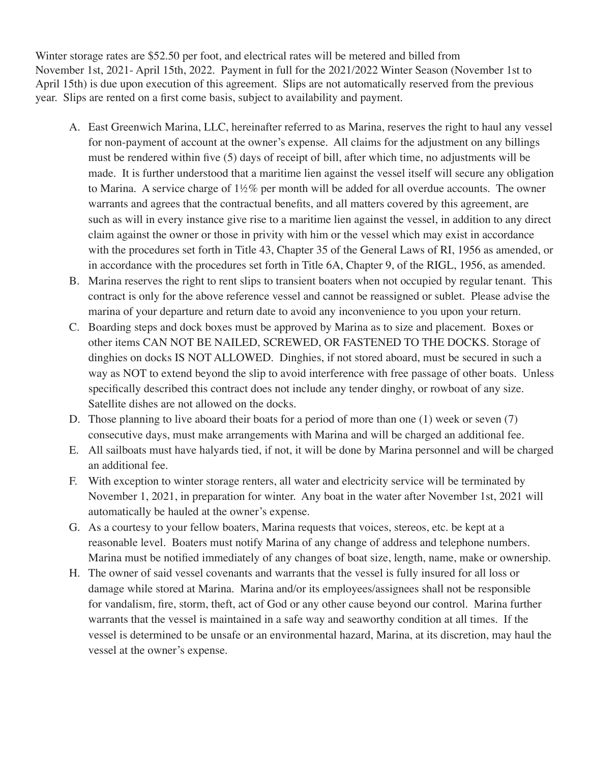Winter storage rates are $52.50 per foot, and electrical rates will be metered and billed from November 1st, 2021- April 15th, 2022. Payment in full for the 2021/2022 Winter Season (November 1st to April 15th) is due upon execution of this agreement. Slips are not automatically reserved from the previous year. Slips are rented on a first come basis, subject to availability and payment.

A. East Greenwich Marina, LLC, hereinafter referred to as Marina, reserves the right to haul any vessel for non-payment of account at the owner's expense. All claims for the adjustment on any billings must be rendered within five (5) days of receipt of bill, after which time, no adjustments will be made. It is further understood that a maritime lien against the vessel itself will secure any obligation to Marina. A service charge of 1½% per month will be added for all overdue accounts. The owner warrants and agrees that the contractual benefits, and all matters covered by this agreement, are such as will in every instance give rise to a maritime lien against the vessel, in addition to any direct claim against the owner or those in privity with him or the vessel which may exist in accordance with the procedures set forth in Title 43, Chapter 35 of the General Laws of RI, 1956 as amended, or in accordance with the procedures set forth in Title 6A, Chapter 9, of the RIGL, 1956, as amended.

B. Marina reserves the right to rent slips to transient boaters when not occupied by regular tenant. This contract is only for the above reference vessel and cannot be reassigned or sublet. Please advise the marina of your departure and return date to avoid any inconvenience to you upon your return.

C. Boarding steps and dock boxes must be approved by Marina as to size and placement. Boxes or other items CAN NOT BE NAILED, SCREWED, OR FASTENED TO THE DOCKS. Storage of dinghies on docks IS NOT ALLOWED. Dinghies, if not stored aboard, must be secured in such a way as NOT to extend beyond the slip to avoid interference with free passage of other boats. Unless specifically described this contract does not include any tender dinghy, or rowboat of any size. Satellite dishes are not allowed on the docks.

D. Those planning to live aboard their boats for a period of more than one (1) week or seven (7) consecutive days, must make arrangements with Marina and will be charged an additional fee.

E. All sailboats must have halyards tied, if not, it will be done by Marina personnel and will be charged an additional fee.

F. With exception to winter storage renters, all water and electricity service will be terminated by November 1, 2021, in preparation for winter. Any boat in the water after November 1st, 2021 will automatically be hauled at the owner's expense.

G. As a courtesy to your fellow boaters, Marina requests that voices, stereos, etc. be kept at a reasonable level. Boaters must notify Marina of any change of address and telephone numbers. Marina must be notified immediately of any changes of boat size, length, name, make or ownership.

H. The owner of said vessel covenants and warrants that the vessel is fully insured for all loss or damage while stored at Marina. Marina and/or its employees/assignees shall not be responsible for vandalism, fire, storm, theft, act of God or any other cause beyond our control. Marina further warrants that the vessel is maintained in a safe way and seaworthy condition at all times. If the vessel is determined to be unsafe or an environmental hazard, Marina, at its discretion, may haul the vessel at the owner's expense.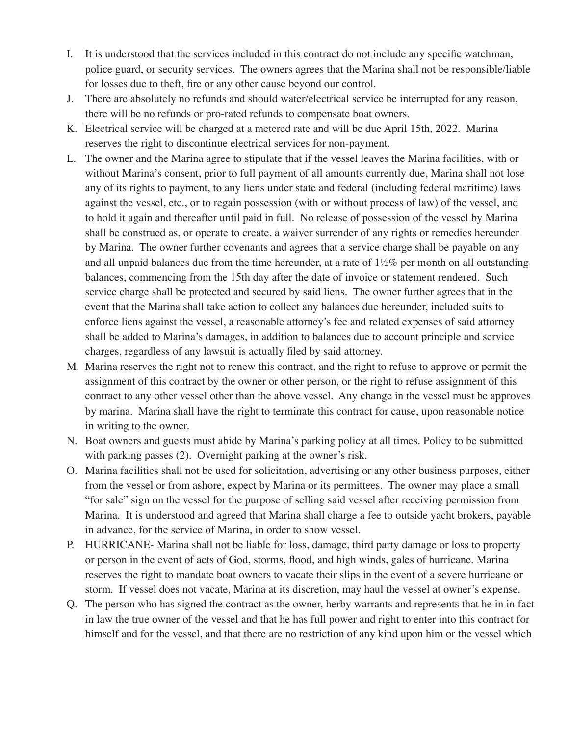I. It is understood that the services included in this contract do not include any specific watchman, police guard, or security services. The owners agrees that the Marina shall not be responsible/liable for losses due to theft, fire or any other cause beyond our control.

J. There are absolutely no refunds and should water/electrical service be interrupted for any reason, there will be no refunds or pro-rated refunds to compensate boat owners.

K. Electrical service will be charged at a metered rate and will be due April 15th, 2022. Marina reserves the right to discontinue electrical services for non-payment.

L. The owner and the Marina agree to stipulate that if the vessel leaves the Marina facilities, with or without Marina's consent, prior to full payment of all amounts currently due, Marina shall not lose any of its rights to payment, to any liens under state and federal (including federal maritime) laws against the vessel, etc., or to regain possession (with or without process of law) of the vessel, and to hold it again and thereafter until paid in full. No release of possession of the vessel by Marina shall be construed as, or operate to create, a waiver surrender of any rights or remedies hereunder by Marina. The owner further covenants and agrees that a service charge shall be payable on any and all unpaid balances due from the time hereunder, at a rate of 1½% per month on all outstanding balances, commencing from the 15th day after the date of invoice or statement rendered. Such service charge shall be protected and secured by said liens. The owner further agrees that in the event that the Marina shall take action to collect any balances due hereunder, included suits to enforce liens against the vessel, a reasonable attorney's fee and related expenses of said attorney shall be added to Marina's damages, in addition to balances due to account principle and service charges, regardless of any lawsuit is actually filed by said attorney.

M. Marina reserves the right not to renew this contract, and the right to refuse to approve or permit the assignment of this contract by the owner or other person, or the right to refuse assignment of this contract to any other vessel other than the above vessel. Any change in the vessel must be approves by marina. Marina shall have the right to terminate this contract for cause, upon reasonable notice in writing to the owner.

N. Boat owners and guests must abide by Marina's parking policy at all times. Policy to be submitted with parking passes (2). Overnight parking at the owner's risk.

O. Marina facilities shall not be used for solicitation, advertising or any other business purposes, either from the vessel or from ashore, expect by Marina or its permittees. The owner may place a small "for sale" sign on the vessel for the purpose of selling said vessel after receiving permission from Marina. It is understood and agreed that Marina shall charge a fee to outside yacht brokers, payable in advance, for the service of Marina, in order to show vessel.

P. HURRICANE- Marina shall not be liable for loss, damage, third party damage or loss to property or person in the event of acts of God, storms, flood, and high winds, gales of hurricane. Marina reserves the right to mandate boat owners to vacate their slips in the event of a severe hurricane or storm. If vessel does not vacate, Marina at its discretion, may haul the vessel at owner's expense.

Q. The person who has signed the contract as the owner, herby warrants and represents that he in in fact in law the true owner of the vessel and that he has full power and right to enter into this contract for himself and for the vessel, and that there are no restriction of any kind upon him or the vessel which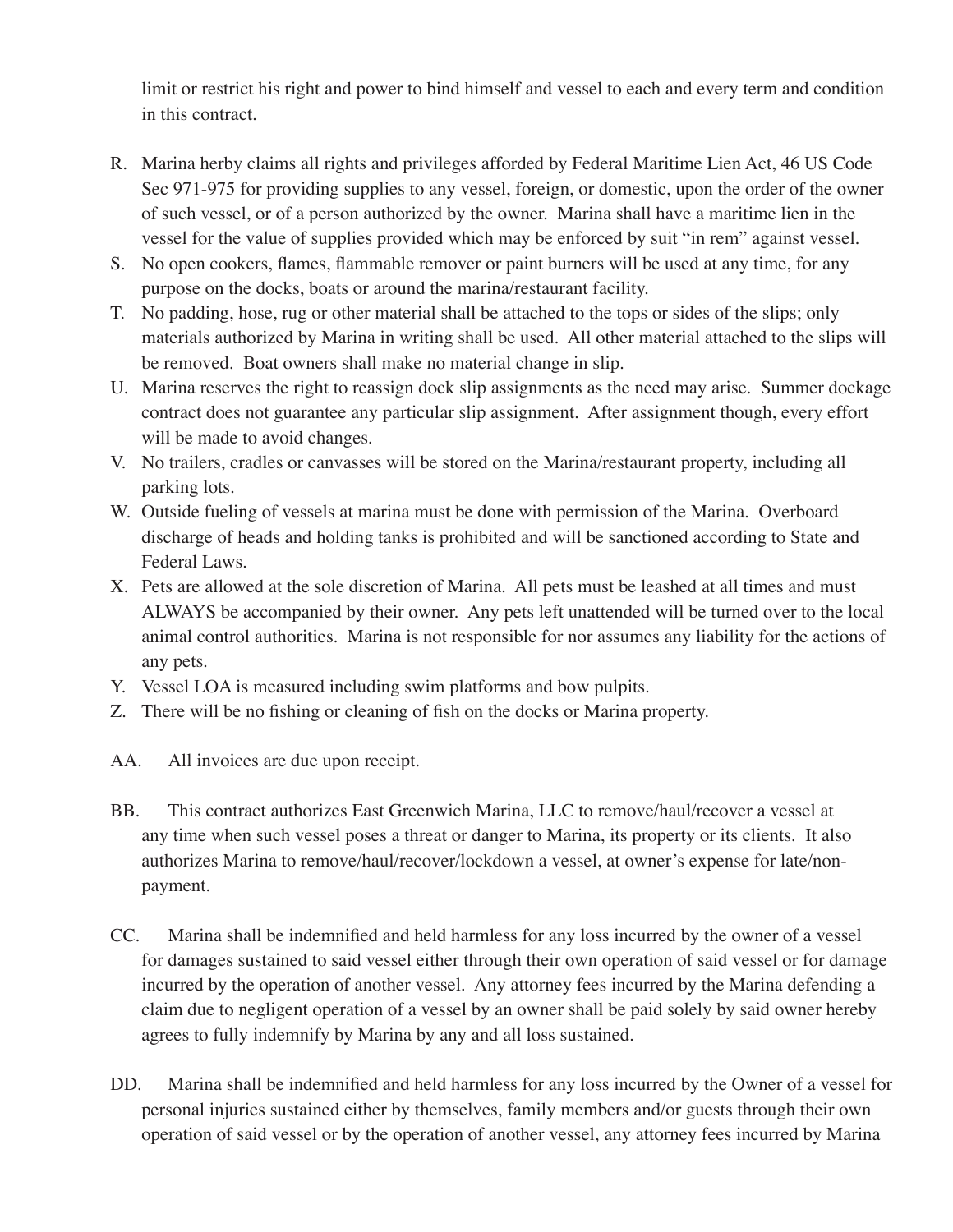limit or restrict his right and power to bind himself and vessel to each and every term and condition in this contract.

R. Marina herby claims all rights and privileges afforded by Federal Maritime Lien Act, 46 US Code Sec 971-975 for providing supplies to any vessel, foreign, or domestic, upon the order of the owner of such vessel, or of a person authorized by the owner. Marina shall have a maritime lien in the vessel for the value of supplies provided which may be enforced by suit "in rem" against vessel.

S. No open cookers, flames, flammable remover or paint burners will be used at any time, for any purpose on the docks, boats or around the marina/restaurant facility.

T. No padding, hose, rug or other material shall be attached to the tops or sides of the slips; only materials authorized by Marina in writing shall be used. All other material attached to the slips will be removed. Boat owners shall make no material change in slip.

U. Marina reserves the right to reassign dock slip assignments as the need may arise. Summer dockage contract does not guarantee any particular slip assignment. After assignment though, every effort will be made to avoid changes.

V. No trailers, cradles or canvasses will be stored on the Marina/restaurant property, including all parking lots.

W. Outside fueling of vessels at marina must be done with permission of the Marina. Overboard discharge of heads and holding tanks is prohibited and will be sanctioned according to State and Federal Laws.

X. Pets are allowed at the sole discretion of Marina. All pets must be leashed at all times and must ALWAYS be accompanied by their owner. Any pets left unattended will be turned over to the local animal control authorities. Marina is not responsible for nor assumes any liability for the actions of any pets.

Y. Vessel LOA is measured including swim platforms and bow pulpits.

Z. There will be no fishing or cleaning of fish on the docks or Marina property.

AA. All invoices are due upon receipt.

BB. This contract authorizes East Greenwich Marina, LLC to remove/haul/recover a vessel at any time when such vessel poses a threat or danger to Marina, its property or its clients. It also authorizes Marina to remove/haul/recover/lockdown a vessel, at owner's expense for late/non-payment.

CC. Marina shall be indemnified and held harmless for any loss incurred by the owner of a vessel for damages sustained to said vessel either through their own operation of said vessel or for damage incurred by the operation of another vessel. Any attorney fees incurred by the Marina defending a claim due to negligent operation of a vessel by an owner shall be paid solely by said owner hereby agrees to fully indemnify by Marina by any and all loss sustained.

DD. Marina shall be indemnified and held harmless for any loss incurred by the Owner of a vessel for personal injuries sustained either by themselves, family members and/or guests through their own operation of said vessel or by the operation of another vessel, any attorney fees incurred by Marina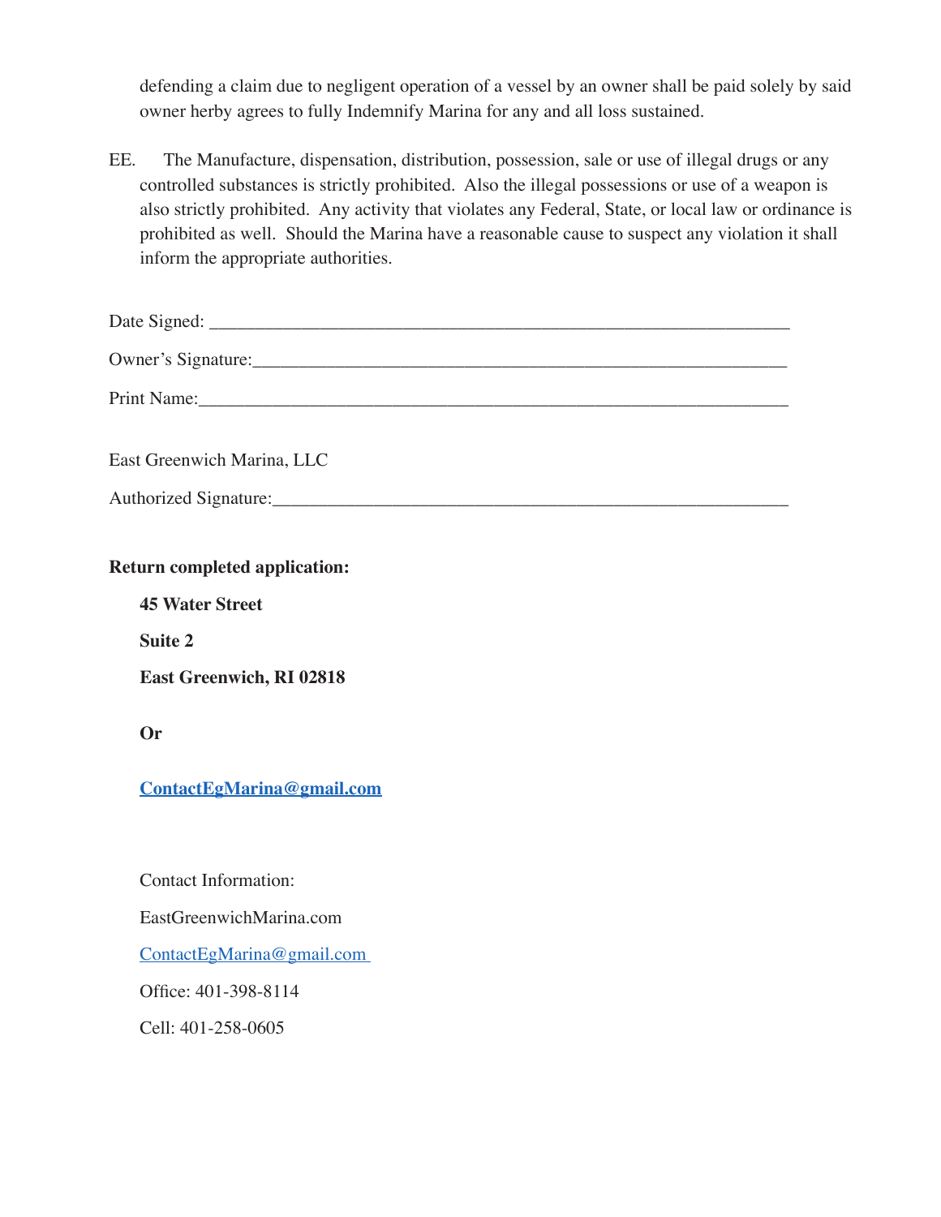defending a claim due to negligent operation of a vessel by an owner shall be paid solely by said owner herby agrees to fully Indemnify Marina for any and all loss sustained.

EE. The Manufacture, dispensation, distribution, possession, sale or use of illegal drugs or any controlled substances is strictly prohibited. Also the illegal possessions or use of a weapon is also strictly prohibited. Any activity that violates any Federal, State, or local law or ordinance is prohibited as well. Should the Marina have a reasonable cause to suspect any violation it shall inform the appropriate authorities.

Date Signed: ___________________________________________________________________

Owner's Signature:______________________________________________________________

Print Name:_____________________________________________________________________

East Greenwich Marina, LLC

Authorized Signature:____________________________________________________________

**Return completed application:**

**45 Water Street**

**Suite 2**

**East Greenwich, RI 02818**

**Or**

**ContactEgMarina@gmail.com**

Contact Information:

EastGreenwichMarina.com

ContactEgMarina@gmail.com

Office: 401-398-8114

Cell: 401-258-0605